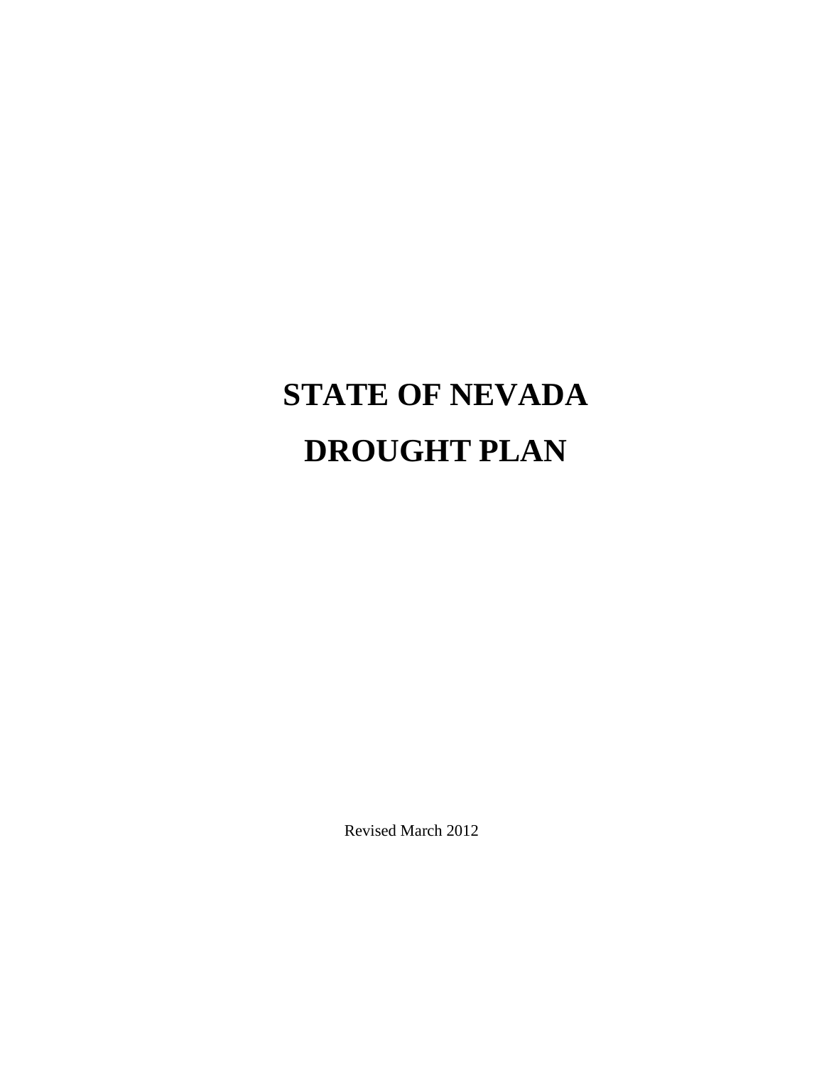# STATE OF NEVADA
# DROUGHT PLAN

Revised March 2012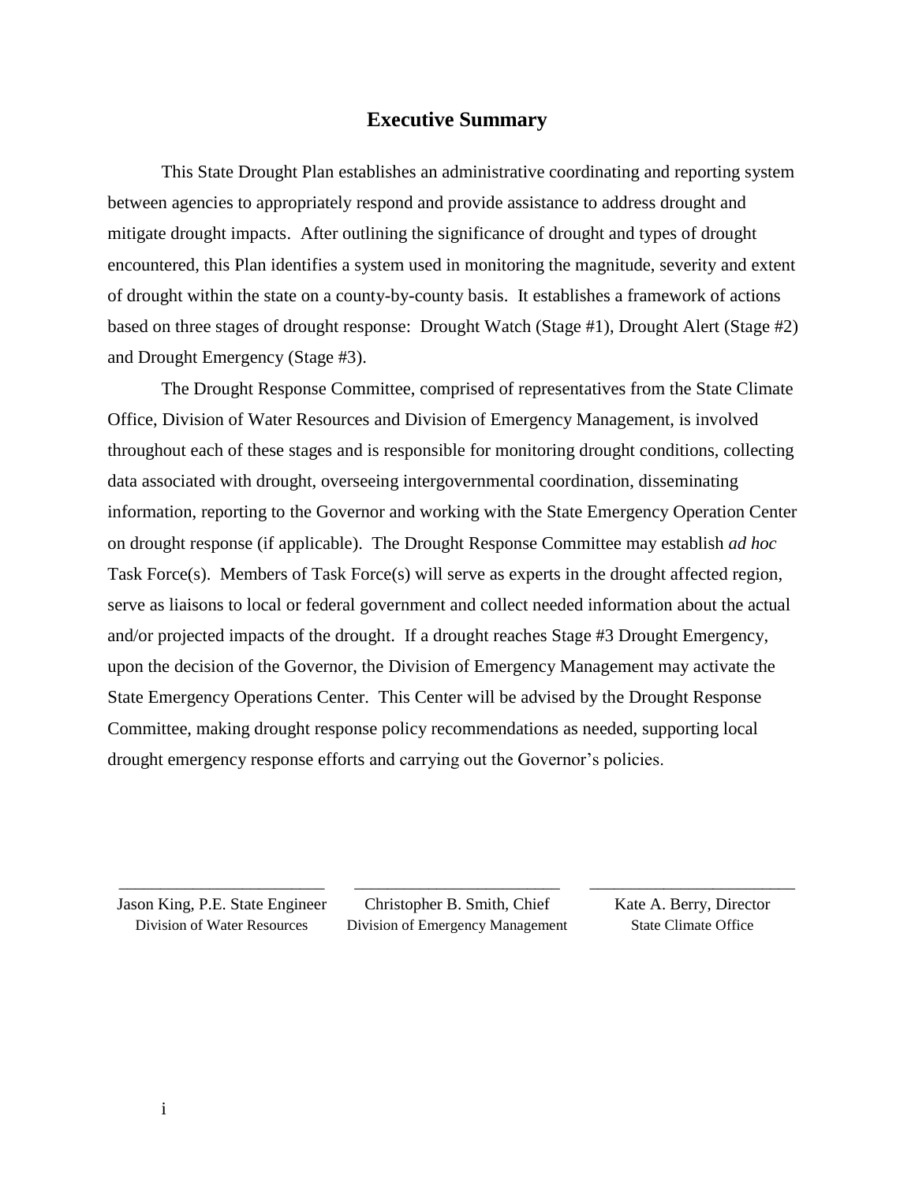# Executive Summary

This State Drought Plan establishes an administrative coordinating and reporting system between agencies to appropriately respond and provide assistance to address drought and mitigate drought impacts. After outlining the significance of drought and types of drought encountered, this Plan identifies a system used in monitoring the magnitude, severity and extent of drought within the state on a county-by-county basis. It establishes a framework of actions based on three stages of drought response: Drought Watch (Stage #1), Drought Alert (Stage #2) and Drought Emergency (Stage #3).

The Drought Response Committee, comprised of representatives from the State Climate Office, Division of Water Resources and Division of Emergency Management, is involved throughout each of these stages and is responsible for monitoring drought conditions, collecting data associated with drought, overseeing intergovernmental coordination, disseminating information, reporting to the Governor and working with the State Emergency Operation Center on drought response (if applicable). The Drought Response Committee may establish *ad hoc* Task Force(s). Members of Task Force(s) will serve as experts in the drought affected region, serve as liaisons to local or federal government and collect needed information about the actual and/or projected impacts of the drought. If a drought reaches Stage #3 Drought Emergency, upon the decision of the Governor, the Division of Emergency Management may activate the State Emergency Operations Center. This Center will be advised by the Drought Response Committee, making drought response policy recommendations as needed, supporting local drought emergency response efforts and carrying out the Governor's policies.

| ________________________ | ________________________ | ________________________ |
|---|---|---|
| Jason King, P.E. State Engineer | Christopher B. Smith, Chief | Kate A. Berry, Director |
| Division of Water Resources | Division of Emergency Management | State Climate Office |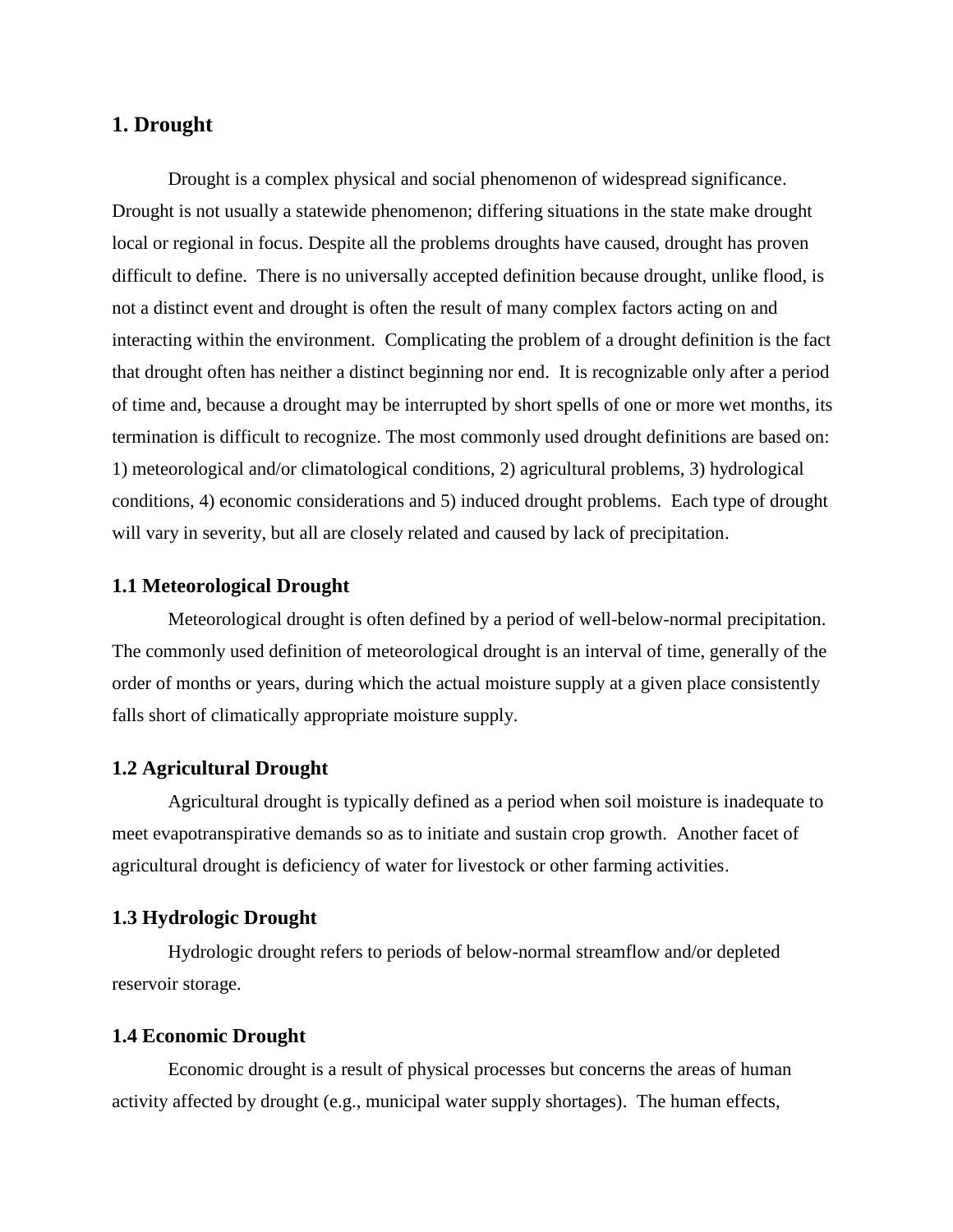## 1. Drought

Drought is a complex physical and social phenomenon of widespread significance. Drought is not usually a statewide phenomenon; differing situations in the state make drought local or regional in focus. Despite all the problems droughts have caused, drought has proven difficult to define. There is no universally accepted definition because drought, unlike flood, is not a distinct event and drought is often the result of many complex factors acting on and interacting within the environment. Complicating the problem of a drought definition is the fact that drought often has neither a distinct beginning nor end. It is recognizable only after a period of time and, because a drought may be interrupted by short spells of one or more wet months, its termination is difficult to recognize. The most commonly used drought definitions are based on: 1) meteorological and/or climatological conditions, 2) agricultural problems, 3) hydrological conditions, 4) economic considerations and 5) induced drought problems. Each type of drought will vary in severity, but all are closely related and caused by lack of precipitation.

### 1.1 Meteorological Drought

Meteorological drought is often defined by a period of well-below-normal precipitation. The commonly used definition of meteorological drought is an interval of time, generally of the order of months or years, during which the actual moisture supply at a given place consistently falls short of climatically appropriate moisture supply.

### 1.2 Agricultural Drought

Agricultural drought is typically defined as a period when soil moisture is inadequate to meet evapotranspirative demands so as to initiate and sustain crop growth. Another facet of agricultural drought is deficiency of water for livestock or other farming activities.

### 1.3 Hydrologic Drought

Hydrologic drought refers to periods of below-normal streamflow and/or depleted reservoir storage.

### 1.4 Economic Drought

Economic drought is a result of physical processes but concerns the areas of human activity affected by drought (e.g., municipal water supply shortages). The human effects,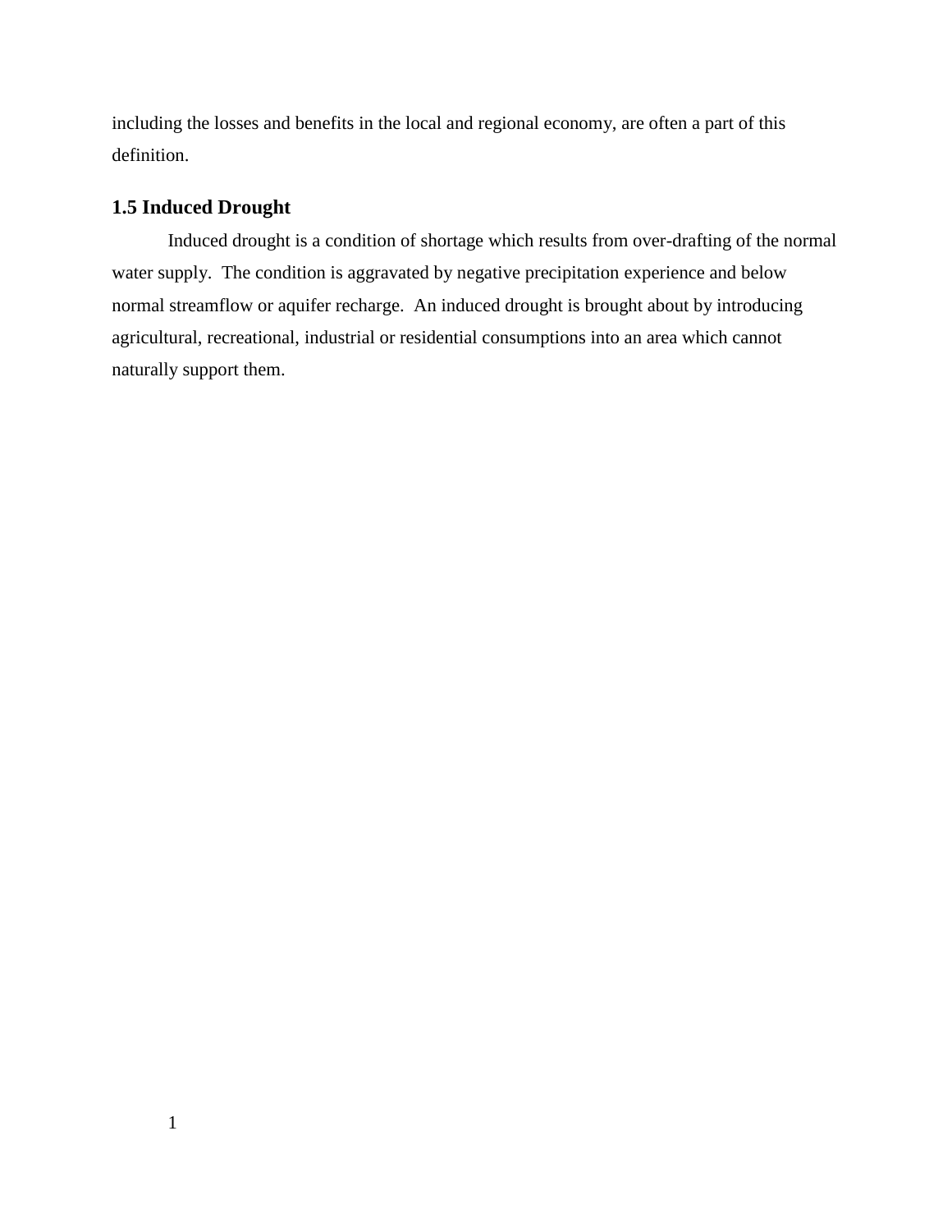including the losses and benefits in the local and regional economy, are often a part of this definition.

### 1.5 Induced Drought

Induced drought is a condition of shortage which results from over-drafting of the normal water supply. The condition is aggravated by negative precipitation experience and below normal streamflow or aquifer recharge. An induced drought is brought about by introducing agricultural, recreational, industrial or residential consumptions into an area which cannot naturally support them.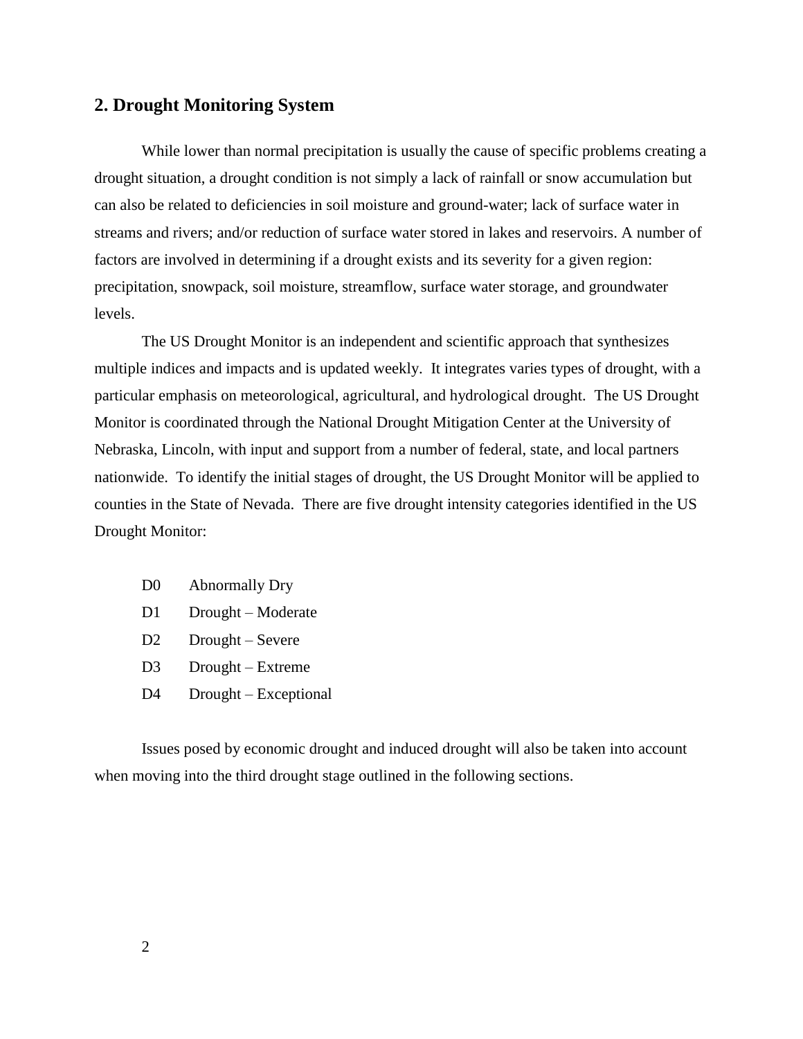## 2. Drought Monitoring System

While lower than normal precipitation is usually the cause of specific problems creating a drought situation, a drought condition is not simply a lack of rainfall or snow accumulation but can also be related to deficiencies in soil moisture and ground-water; lack of surface water in streams and rivers; and/or reduction of surface water stored in lakes and reservoirs. A number of factors are involved in determining if a drought exists and its severity for a given region: precipitation, snowpack, soil moisture, streamflow, surface water storage, and groundwater levels.

The US Drought Monitor is an independent and scientific approach that synthesizes multiple indices and impacts and is updated weekly. It integrates varies types of drought, with a particular emphasis on meteorological, agricultural, and hydrological drought. The US Drought Monitor is coordinated through the National Drought Mitigation Center at the University of Nebraska, Lincoln, with input and support from a number of federal, state, and local partners nationwide. To identify the initial stages of drought, the US Drought Monitor will be applied to counties in the State of Nevada. There are five drought intensity categories identified in the US Drought Monitor:

- D0 Abnormally Dry
- D1 Drought – Moderate
- D2 Drought – Severe
- D3 Drought – Extreme
- D4 Drought – Exceptional

Issues posed by economic drought and induced drought will also be taken into account when moving into the third drought stage outlined in the following sections.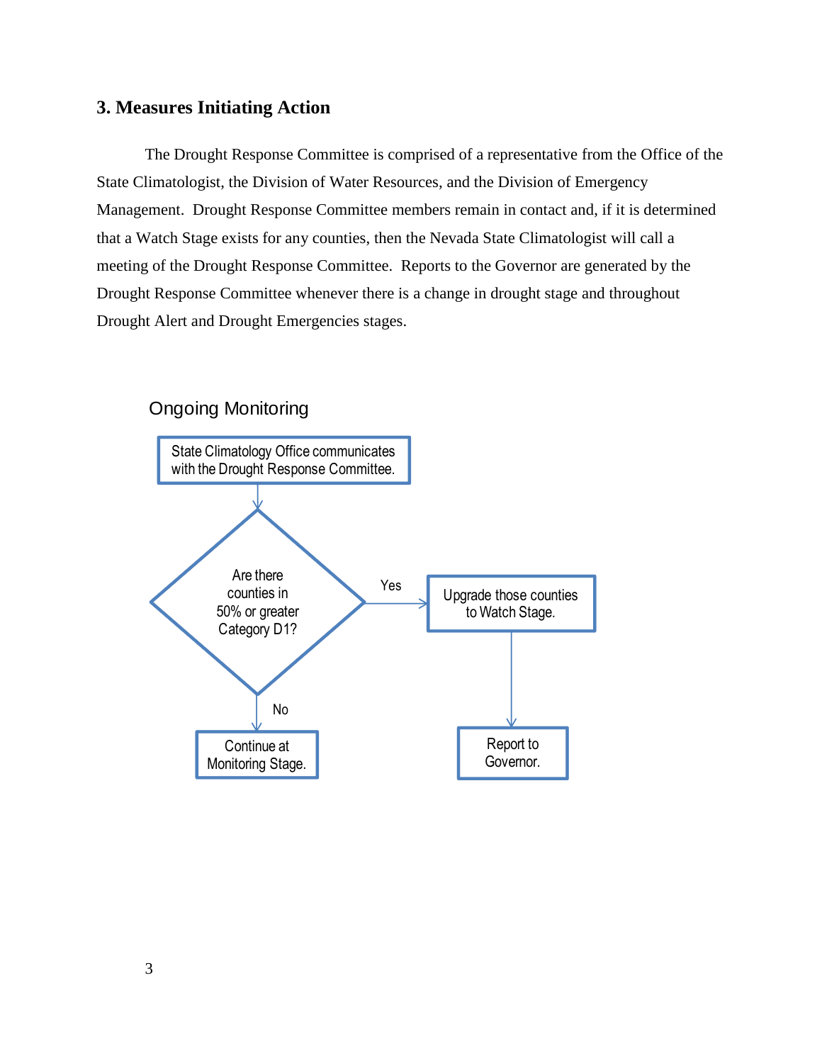### 3. Measures Initiating Action

The Drought Response Committee is comprised of a representative from the Office of the State Climatologist, the Division of Water Resources, and the Division of Emergency Management. Drought Response Committee members remain in contact and, if it is determined that a Watch Stage exists for any counties, then the Nevada State Climatologist will call a meeting of the Drought Response Committee. Reports to the Governor are generated by the Drought Response Committee whenever there is a change in drought stage and throughout Drought Alert and Drought Emergencies stages.

Ongoing Monitoring

State Climatology Office communicates with the Drought Response Committee.

Are there counties in 50% or greater Category D1?

Yes

Upgrade those counties to Watch Stage.

Report to Governor.

No

Continue at Monitoring Stage.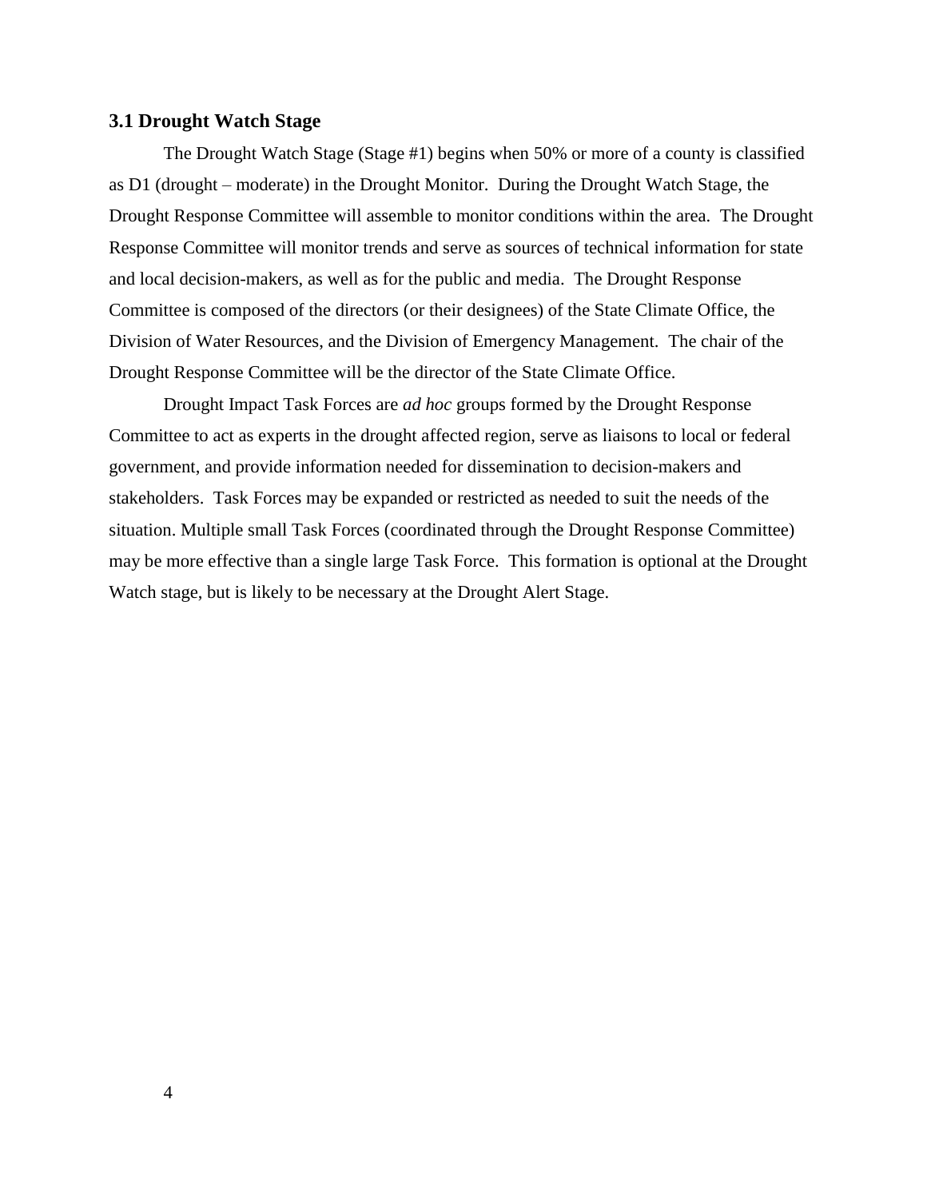### 3.1 Drought Watch Stage

The Drought Watch Stage (Stage #1) begins when 50% or more of a county is classified as D1 (drought – moderate) in the Drought Monitor. During the Drought Watch Stage, the Drought Response Committee will assemble to monitor conditions within the area. The Drought Response Committee will monitor trends and serve as sources of technical information for state and local decision-makers, as well as for the public and media. The Drought Response Committee is composed of the directors (or their designees) of the State Climate Office, the Division of Water Resources, and the Division of Emergency Management. The chair of the Drought Response Committee will be the director of the State Climate Office.

Drought Impact Task Forces are *ad hoc* groups formed by the Drought Response Committee to act as experts in the drought affected region, serve as liaisons to local or federal government, and provide information needed for dissemination to decision-makers and stakeholders. Task Forces may be expanded or restricted as needed to suit the needs of the situation. Multiple small Task Forces (coordinated through the Drought Response Committee) may be more effective than a single large Task Force. This formation is optional at the Drought Watch stage, but is likely to be necessary at the Drought Alert Stage.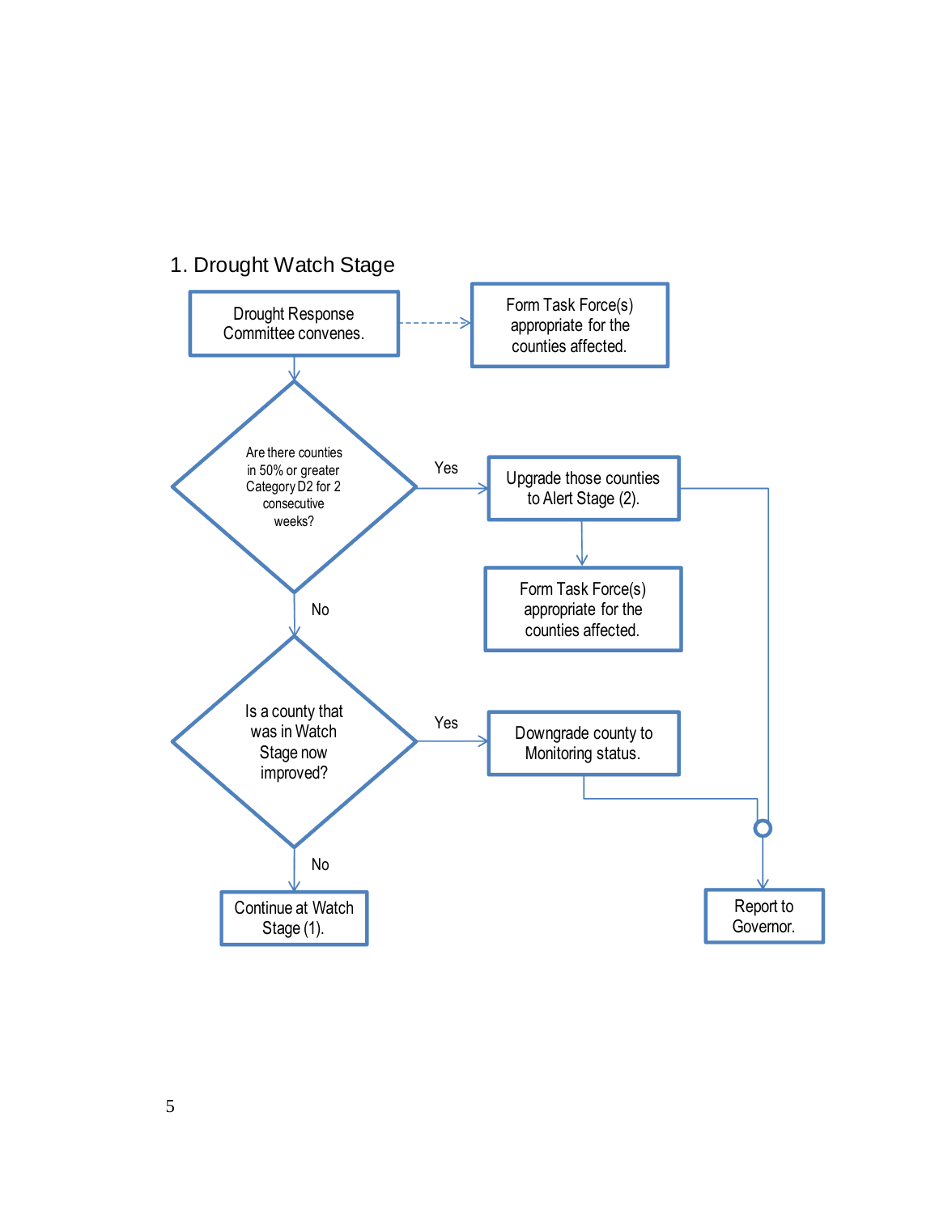## 1. Drought Watch Stage

Drought Response Committee convenes.

Form Task Force(s) appropriate for the counties affected.

Are there counties in 50% or greater Category D2 for 2 consecutive weeks?

Yes

Upgrade those counties to Alert Stage (2).

Form Task Force(s) appropriate for the counties affected.

No

Is a county that was in Watch Stage now improved?

Yes

Downgrade county to Monitoring status.

No

Continue at Watch Stage (1).

Report to Governor.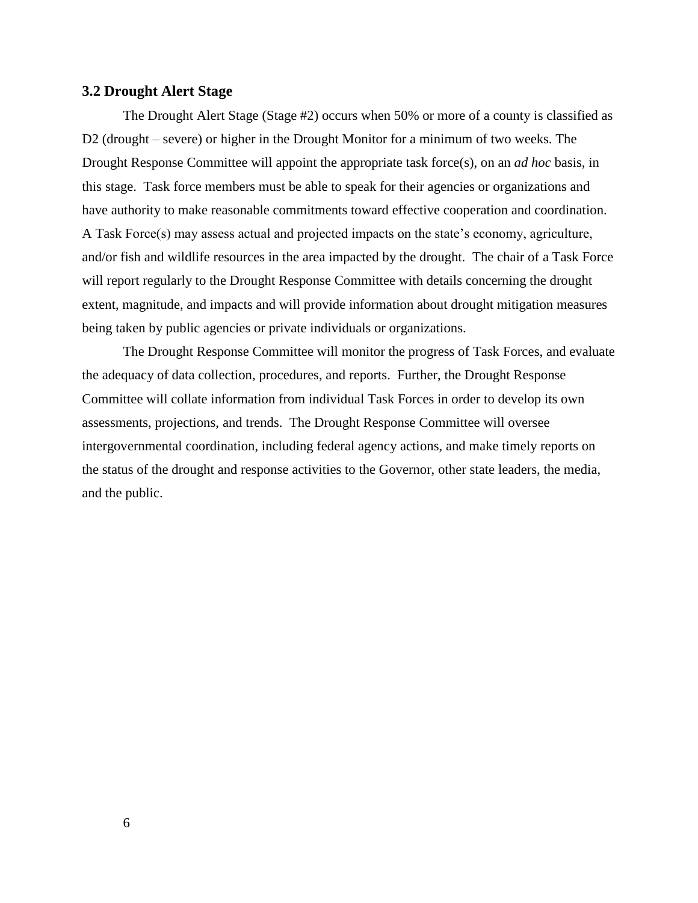### 3.2 Drought Alert Stage

The Drought Alert Stage (Stage #2) occurs when 50% or more of a county is classified as D2 (drought – severe) or higher in the Drought Monitor for a minimum of two weeks. The Drought Response Committee will appoint the appropriate task force(s), on an *ad hoc* basis, in this stage. Task force members must be able to speak for their agencies or organizations and have authority to make reasonable commitments toward effective cooperation and coordination. A Task Force(s) may assess actual and projected impacts on the state's economy, agriculture, and/or fish and wildlife resources in the area impacted by the drought. The chair of a Task Force will report regularly to the Drought Response Committee with details concerning the drought extent, magnitude, and impacts and will provide information about drought mitigation measures being taken by public agencies or private individuals or organizations.

The Drought Response Committee will monitor the progress of Task Forces, and evaluate the adequacy of data collection, procedures, and reports. Further, the Drought Response Committee will collate information from individual Task Forces in order to develop its own assessments, projections, and trends. The Drought Response Committee will oversee intergovernmental coordination, including federal agency actions, and make timely reports on the status of the drought and response activities to the Governor, other state leaders, the media, and the public.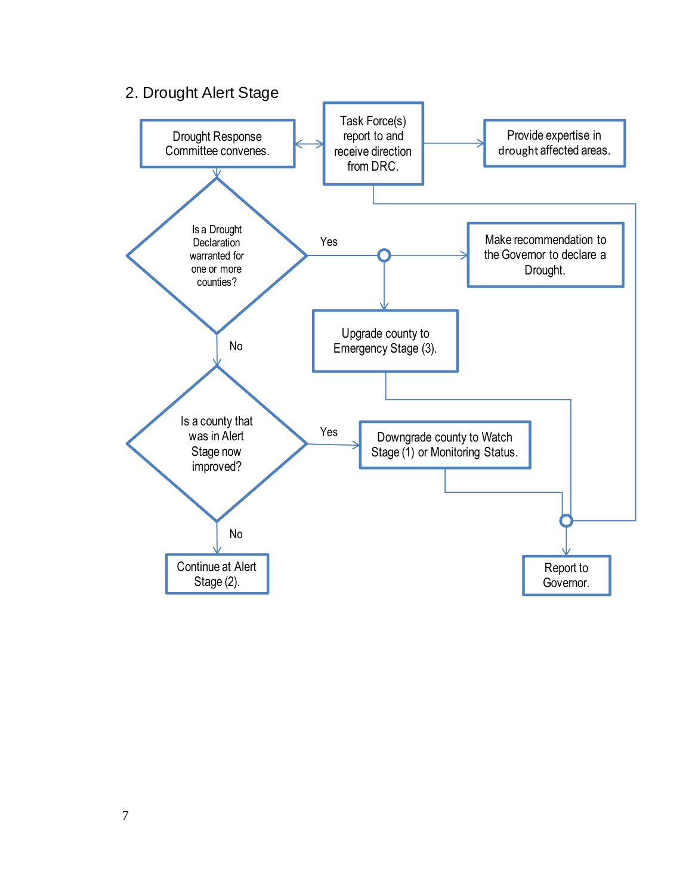## 2. Drought Alert Stage

Drought Response Committee convenes.

Task Force(s) report to and receive direction from DRC.

Provide expertise in drought affected areas.

Is a Drought Declaration warranted for one or more counties?

Yes

Make recommendation to the Governor to declare a Drought.

Upgrade county to Emergency Stage (3).

No

Is a county that was in Alert Stage now improved?

Yes

Downgrade county to Watch Stage (1) or Monitoring Status.

No

Continue at Alert Stage (2).

Report to Governor.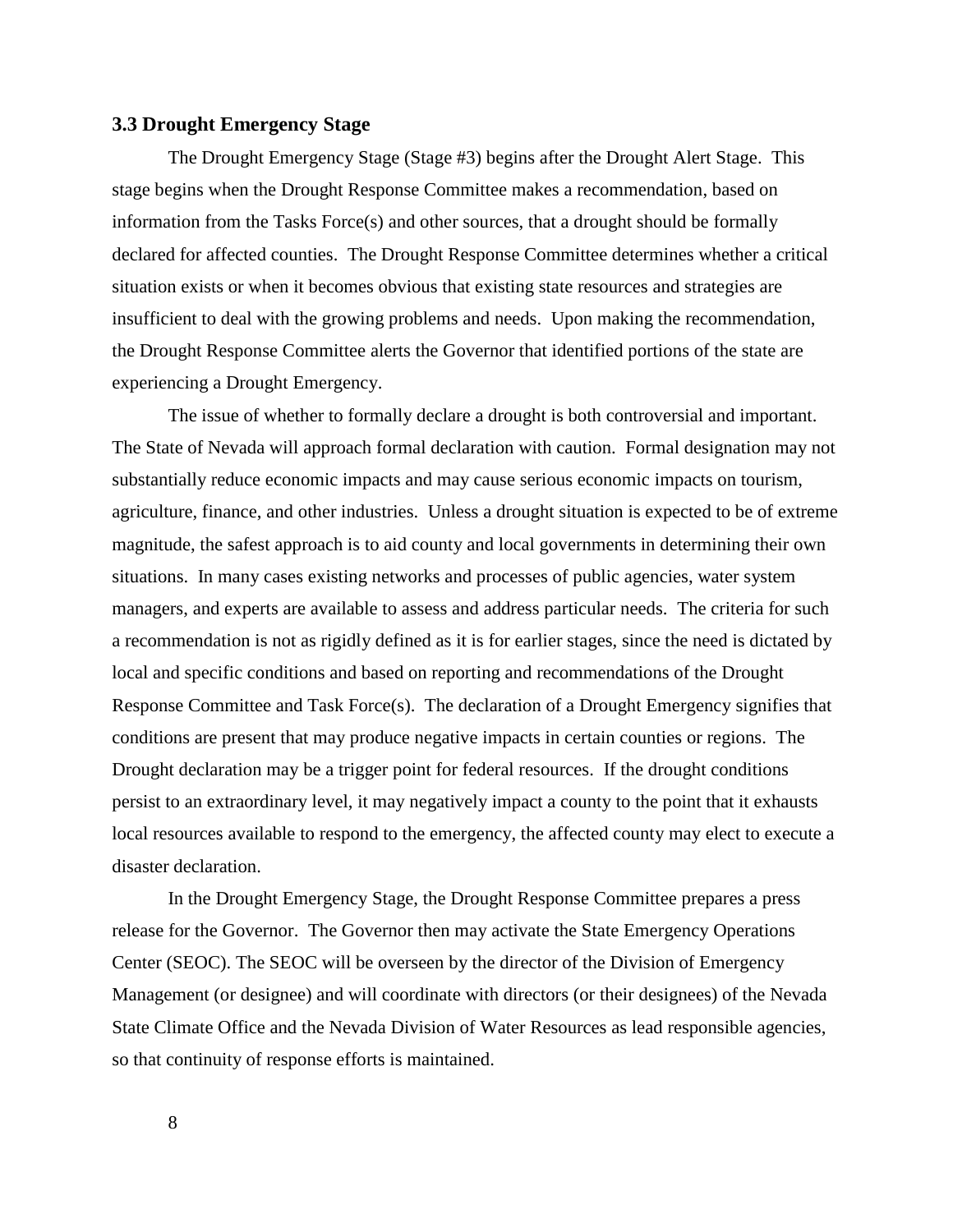### 3.3 Drought Emergency Stage

The Drought Emergency Stage (Stage #3) begins after the Drought Alert Stage. This stage begins when the Drought Response Committee makes a recommendation, based on information from the Tasks Force(s) and other sources, that a drought should be formally declared for affected counties. The Drought Response Committee determines whether a critical situation exists or when it becomes obvious that existing state resources and strategies are insufficient to deal with the growing problems and needs. Upon making the recommendation, the Drought Response Committee alerts the Governor that identified portions of the state are experiencing a Drought Emergency.

The issue of whether to formally declare a drought is both controversial and important. The State of Nevada will approach formal declaration with caution. Formal designation may not substantially reduce economic impacts and may cause serious economic impacts on tourism, agriculture, finance, and other industries. Unless a drought situation is expected to be of extreme magnitude, the safest approach is to aid county and local governments in determining their own situations. In many cases existing networks and processes of public agencies, water system managers, and experts are available to assess and address particular needs. The criteria for such a recommendation is not as rigidly defined as it is for earlier stages, since the need is dictated by local and specific conditions and based on reporting and recommendations of the Drought Response Committee and Task Force(s). The declaration of a Drought Emergency signifies that conditions are present that may produce negative impacts in certain counties or regions. The Drought declaration may be a trigger point for federal resources. If the drought conditions persist to an extraordinary level, it may negatively impact a county to the point that it exhausts local resources available to respond to the emergency, the affected county may elect to execute a disaster declaration.

In the Drought Emergency Stage, the Drought Response Committee prepares a press release for the Governor. The Governor then may activate the State Emergency Operations Center (SEOC). The SEOC will be overseen by the director of the Division of Emergency Management (or designee) and will coordinate with directors (or their designees) of the Nevada State Climate Office and the Nevada Division of Water Resources as lead responsible agencies, so that continuity of response efforts is maintained.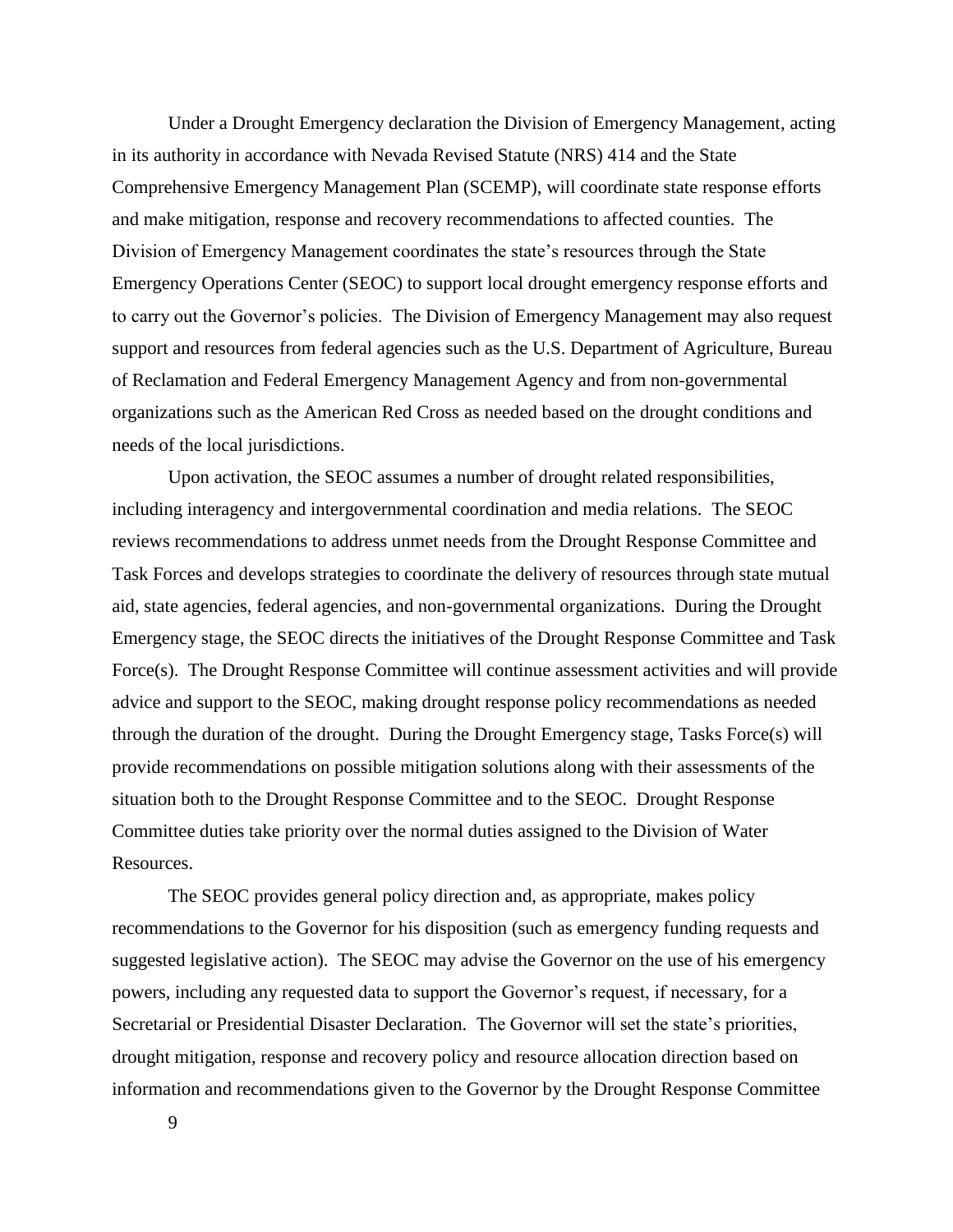Under a Drought Emergency declaration the Division of Emergency Management, acting in its authority in accordance with Nevada Revised Statute (NRS) 414 and the State Comprehensive Emergency Management Plan (SCEMP), will coordinate state response efforts and make mitigation, response and recovery recommendations to affected counties. The Division of Emergency Management coordinates the state's resources through the State Emergency Operations Center (SEOC) to support local drought emergency response efforts and to carry out the Governor's policies. The Division of Emergency Management may also request support and resources from federal agencies such as the U.S. Department of Agriculture, Bureau of Reclamation and Federal Emergency Management Agency and from non-governmental organizations such as the American Red Cross as needed based on the drought conditions and needs of the local jurisdictions.

Upon activation, the SEOC assumes a number of drought related responsibilities, including interagency and intergovernmental coordination and media relations. The SEOC reviews recommendations to address unmet needs from the Drought Response Committee and Task Forces and develops strategies to coordinate the delivery of resources through state mutual aid, state agencies, federal agencies, and non-governmental organizations. During the Drought Emergency stage, the SEOC directs the initiatives of the Drought Response Committee and Task Force(s). The Drought Response Committee will continue assessment activities and will provide advice and support to the SEOC, making drought response policy recommendations as needed through the duration of the drought. During the Drought Emergency stage, Tasks Force(s) will provide recommendations on possible mitigation solutions along with their assessments of the situation both to the Drought Response Committee and to the SEOC. Drought Response Committee duties take priority over the normal duties assigned to the Division of Water Resources.

The SEOC provides general policy direction and, as appropriate, makes policy recommendations to the Governor for his disposition (such as emergency funding requests and suggested legislative action). The SEOC may advise the Governor on the use of his emergency powers, including any requested data to support the Governor's request, if necessary, for a Secretarial or Presidential Disaster Declaration. The Governor will set the state's priorities, drought mitigation, response and recovery policy and resource allocation direction based on information and recommendations given to the Governor by the Drought Response Committee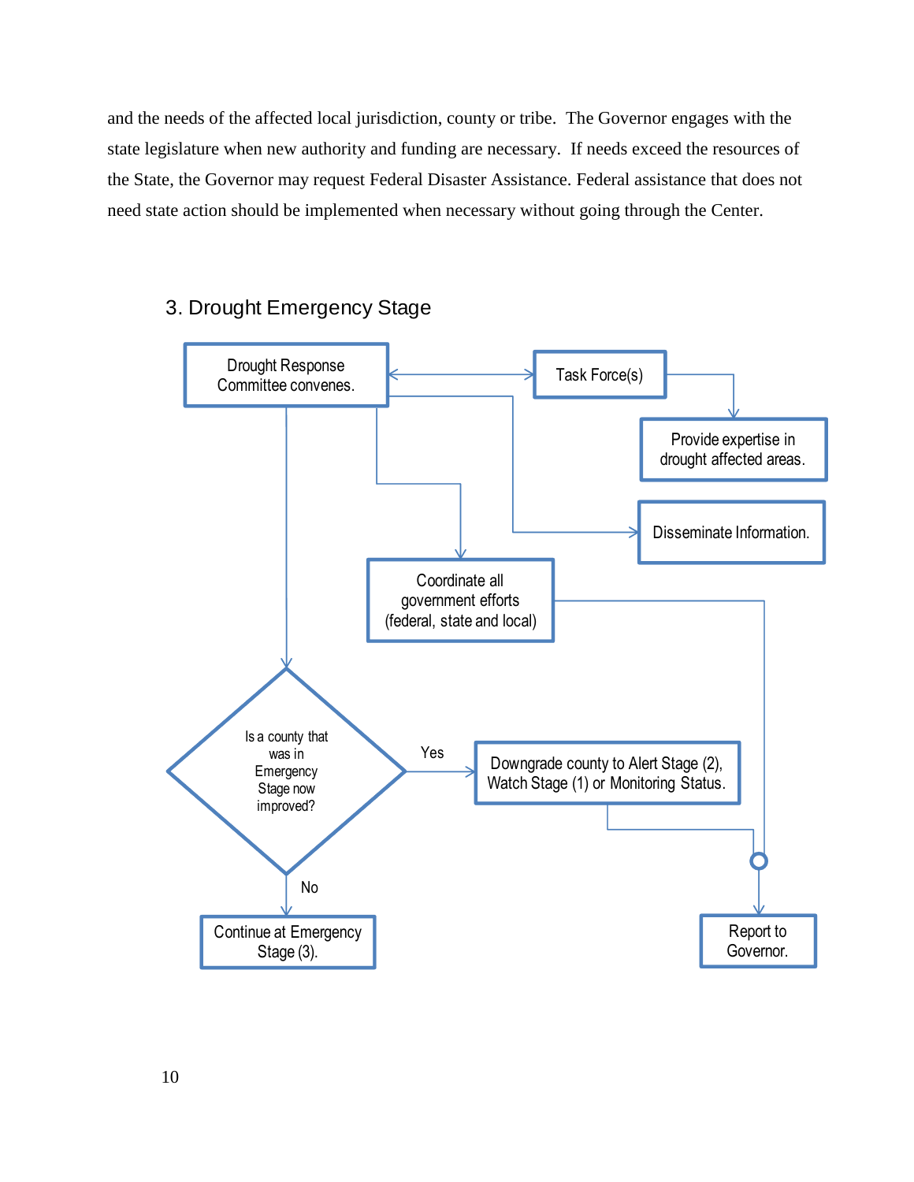and the needs of the affected local jurisdiction, county or tribe. The Governor engages with the state legislature when new authority and funding are necessary. If needs exceed the resources of the State, the Governor may request Federal Disaster Assistance. Federal assistance that does not need state action should be implemented when necessary without going through the Center.

### 3. Drought Emergency Stage

- Drought Response Committee convenes.
  - ↔ Task Force(s) → Provide expertise in drought affected areas.
  - → Disseminate Information.
  - → Coordinate all government efforts (federal, state and local) → Report to Governor.
  - → Is a county that was in Emergency Stage now improved?
    - Yes → Downgrade county to Alert Stage (2), Watch Stage (1) or Monitoring Status. → Report to Governor.
    - No → Continue at Emergency Stage (3).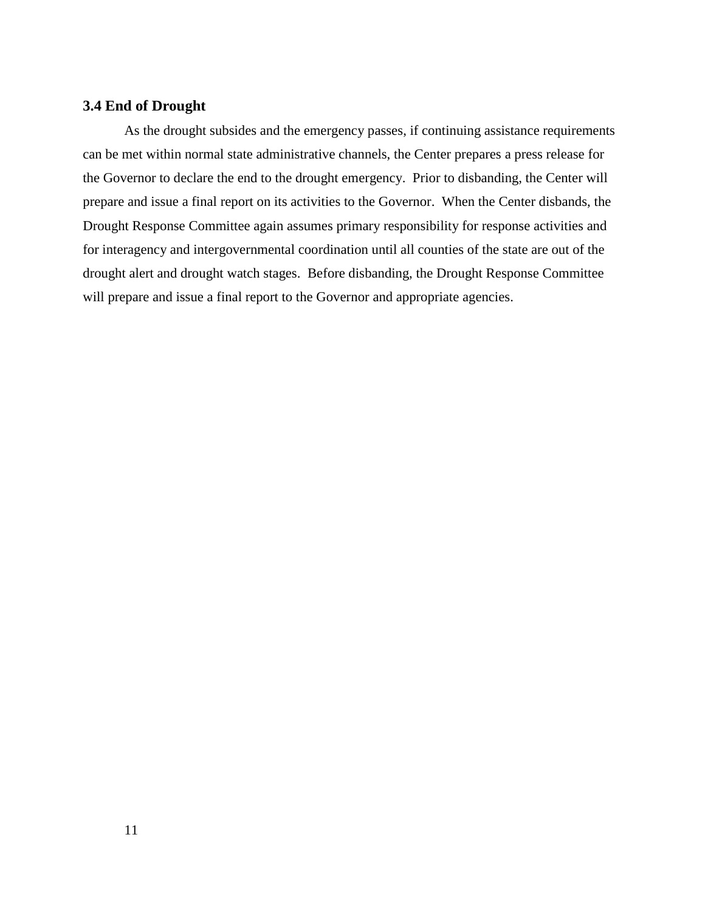### 3.4 End of Drought

As the drought subsides and the emergency passes, if continuing assistance requirements can be met within normal state administrative channels, the Center prepares a press release for the Governor to declare the end to the drought emergency. Prior to disbanding, the Center will prepare and issue a final report on its activities to the Governor. When the Center disbands, the Drought Response Committee again assumes primary responsibility for response activities and for interagency and intergovernmental coordination until all counties of the state are out of the drought alert and drought watch stages. Before disbanding, the Drought Response Committee will prepare and issue a final report to the Governor and appropriate agencies.